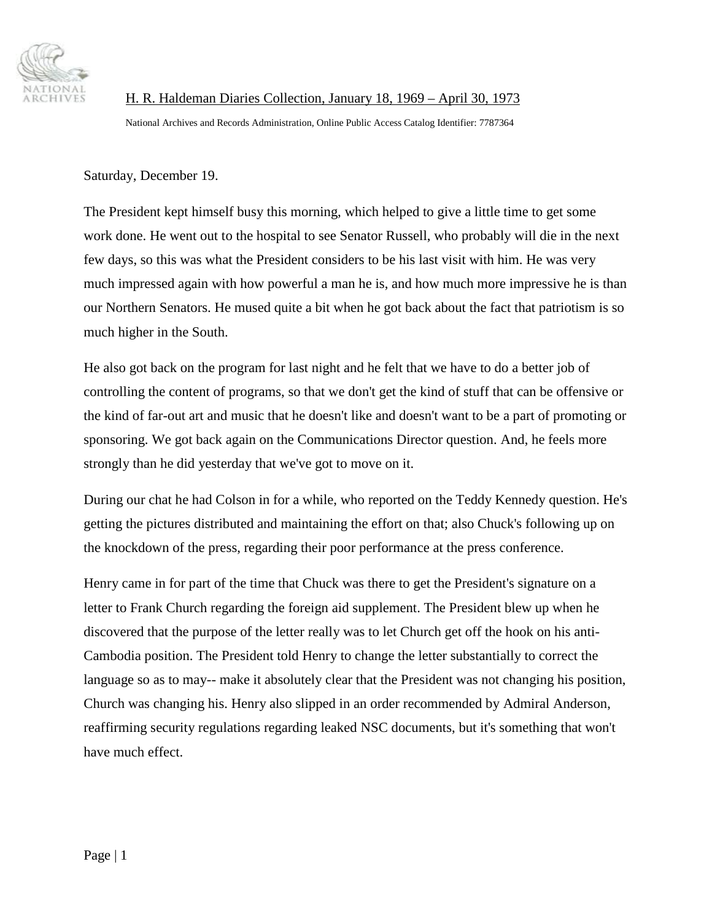H. R. Haldeman Diaries Collection, January 18, 1969 – April 30, 1973

National Archives and Records Administration, Online Public Access Catalog Identifier: 7787364

Saturday, December 19.

The President kept himself busy this morning, which helped to give a little time to get some work done. He went out to the hospital to see Senator Russell, who probably will die in the next few days, so this was what the President considers to be his last visit with him. He was very much impressed again with how powerful a man he is, and how much more impressive he is than our Northern Senators. He mused quite a bit when he got back about the fact that patriotism is so much higher in the South.

He also got back on the program for last night and he felt that we have to do a better job of controlling the content of programs, so that we don't get the kind of stuff that can be offensive or the kind of far-out art and music that he doesn't like and doesn't want to be a part of promoting or sponsoring. We got back again on the Communications Director question. And, he feels more strongly than he did yesterday that we've got to move on it.

During our chat he had Colson in for a while, who reported on the Teddy Kennedy question. He's getting the pictures distributed and maintaining the effort on that; also Chuck's following up on the knockdown of the press, regarding their poor performance at the press conference.

Henry came in for part of the time that Chuck was there to get the President's signature on a letter to Frank Church regarding the foreign aid supplement. The President blew up when he discovered that the purpose of the letter really was to let Church get off the hook on his anti-Cambodia position. The President told Henry to change the letter substantially to correct the language so as to may-- make it absolutely clear that the President was not changing his position, Church was changing his. Henry also slipped in an order recommended by Admiral Anderson, reaffirming security regulations regarding leaked NSC documents, but it's something that won't have much effect.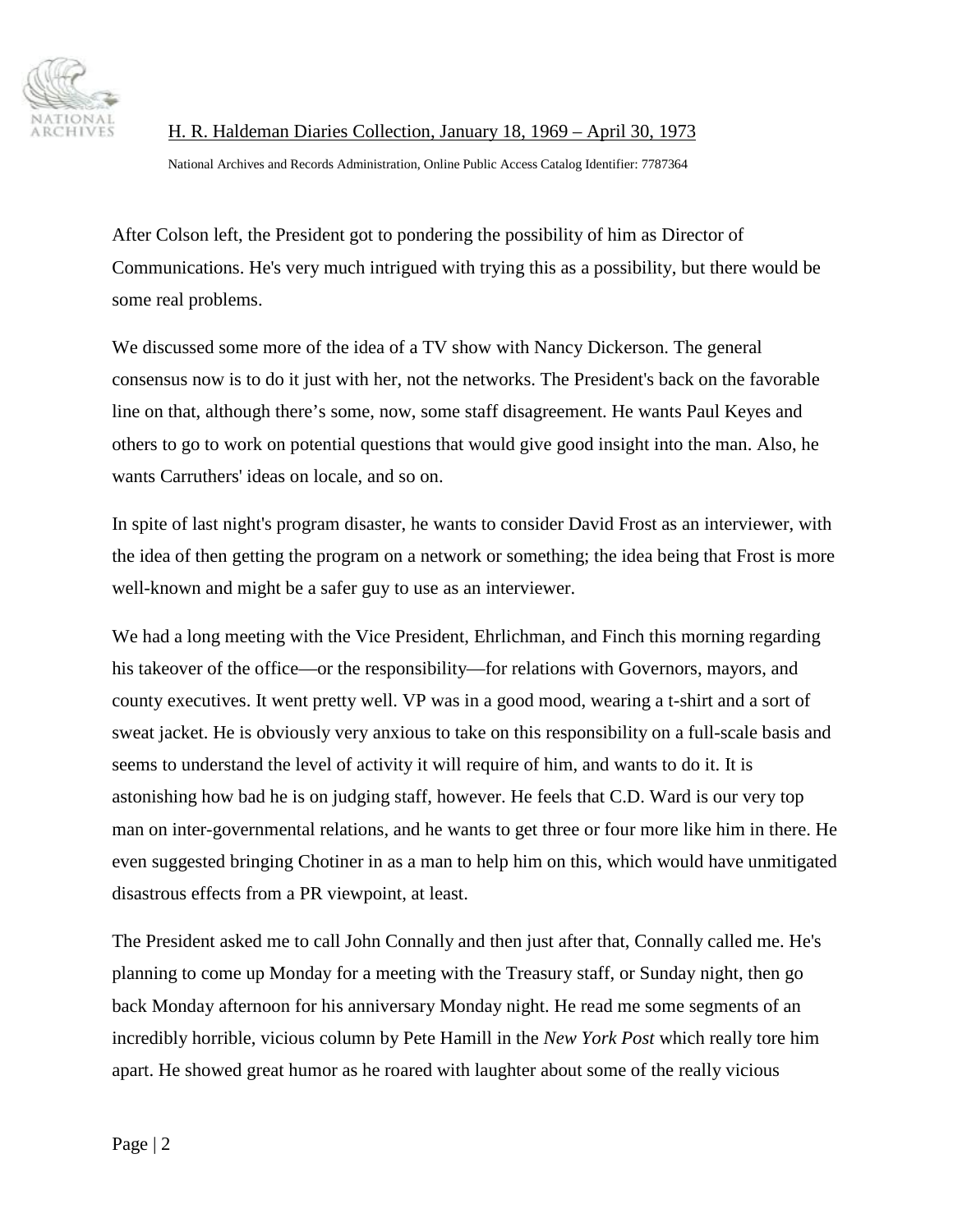After Colson left, the President got to pondering the possibility of him as Director of Communications. He's very much intrigued with trying this as a possibility, but there would be some real problems.

We discussed some more of the idea of a TV show with Nancy Dickerson. The general consensus now is to do it just with her, not the networks. The President's back on the favorable line on that, although there's some, now, some staff disagreement. He wants Paul Keyes and others to go to work on potential questions that would give good insight into the man. Also, he wants Carruthers' ideas on locale, and so on.

In spite of last night's program disaster, he wants to consider David Frost as an interviewer, with the idea of then getting the program on a network or something; the idea being that Frost is more well-known and might be a safer guy to use as an interviewer.

We had a long meeting with the Vice President, Ehrlichman, and Finch this morning regarding his takeover of the office—or the responsibility—for relations with Governors, mayors, and county executives. It went pretty well. VP was in a good mood, wearing a t-shirt and a sort of sweat jacket. He is obviously very anxious to take on this responsibility on a full-scale basis and seems to understand the level of activity it will require of him, and wants to do it. It is astonishing how bad he is on judging staff, however. He feels that C.D. Ward is our very top man on inter-governmental relations, and he wants to get three or four more like him in there. He even suggested bringing Chotiner in as a man to help him on this, which would have unmitigated disastrous effects from a PR viewpoint, at least.

The President asked me to call John Connally and then just after that, Connally called me. He's planning to come up Monday for a meeting with the Treasury staff, or Sunday night, then go back Monday afternoon for his anniversary Monday night. He read me some segments of an incredibly horrible, vicious column by Pete Hamill in the *New York Post* which really tore him apart. He showed great humor as he roared with laughter about some of the really vicious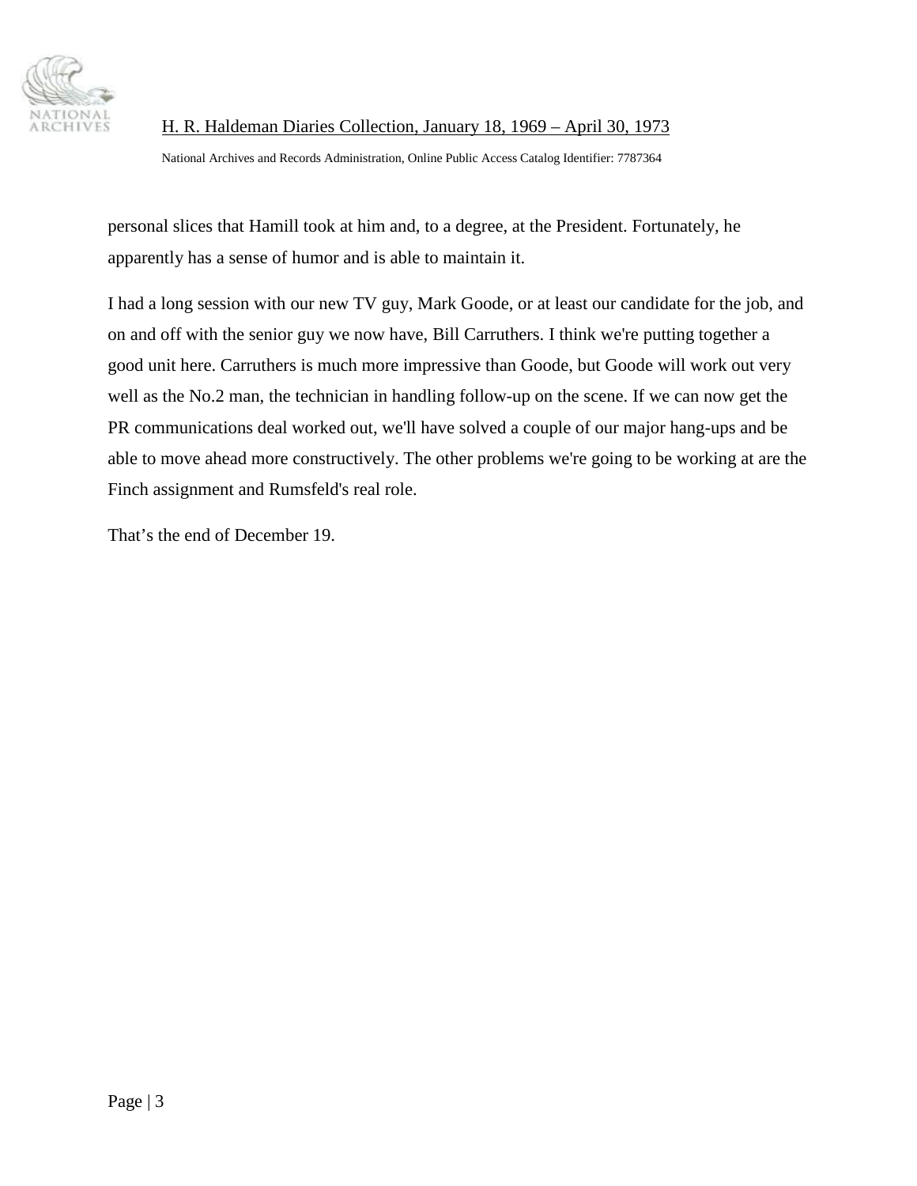personal slices that Hamill took at him and, to a degree, at the President. Fortunately, he apparently has a sense of humor and is able to maintain it.

I had a long session with our new TV guy, Mark Goode, or at least our candidate for the job, and on and off with the senior guy we now have, Bill Carruthers. I think we're putting together a good unit here. Carruthers is much more impressive than Goode, but Goode will work out very well as the No.2 man, the technician in handling follow-up on the scene. If we can now get the PR communications deal worked out, we'll have solved a couple of our major hang-ups and be able to move ahead more constructively. The other problems we're going to be working at are the Finch assignment and Rumsfeld's real role.

That's the end of December 19.